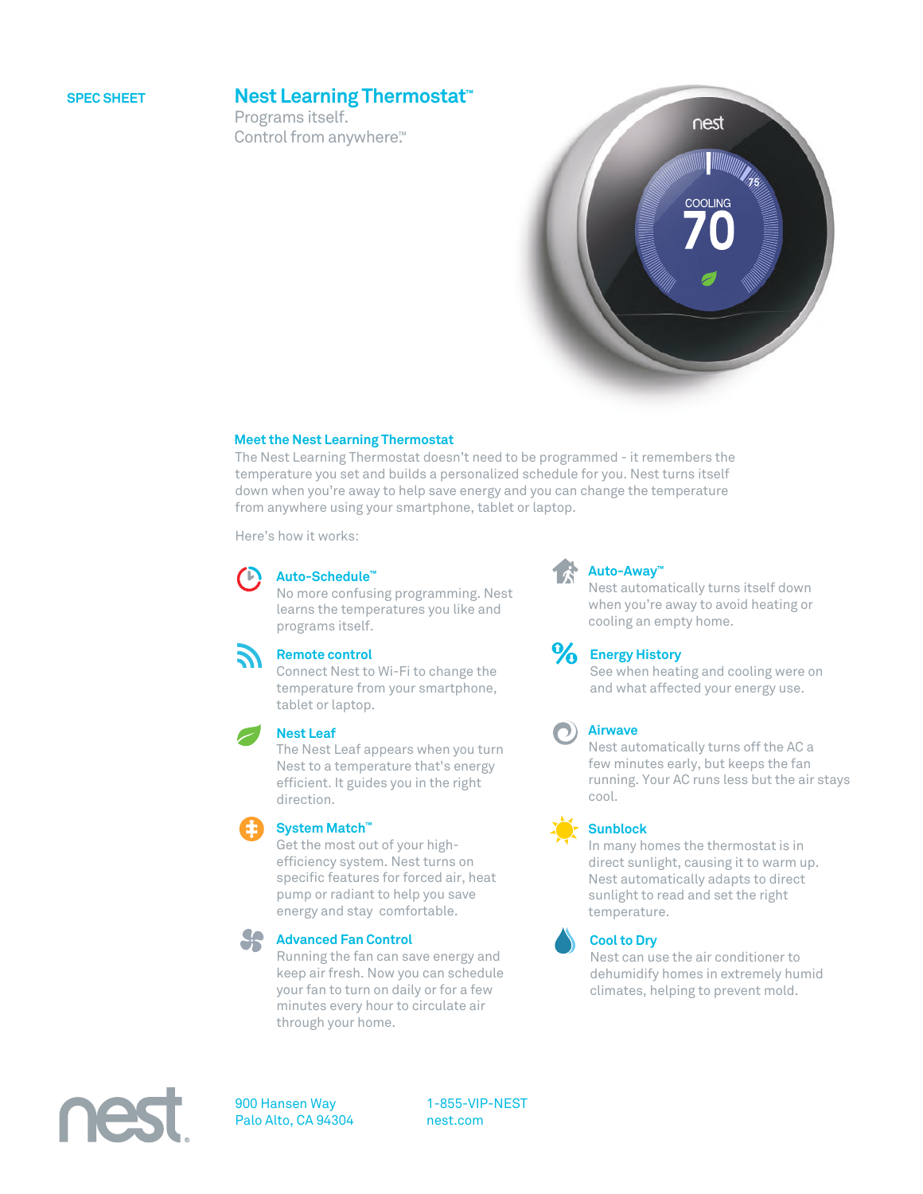SPEC SHEET

# Nest Learning Thermostat™

Programs itself.
Control from anywhere.™

## Meet the Nest Learning Thermostat

The Nest Learning Thermostat doesn't need to be programmed - it remembers the temperature you set and builds a personalized schedule for you. Nest turns itself down when you're away to help save energy and you can change the temperature from anywhere using your smartphone, tablet or laptop.

Here's how it works:

### Auto-Schedule™

No more confusing programming. Nest learns the temperatures you like and programs itself.

### Remote control

Connect Nest to Wi-Fi to change the temperature from your smartphone, tablet or laptop.

### Nest Leaf

The Nest Leaf appears when you turn Nest to a temperature that's energy efficient. It guides you in the right direction.

### System Match™

Get the most out of your high-efficiency system. Nest turns on specific features for forced air, heat pump or radiant to help you save energy and stay comfortable.

### Advanced Fan Control

Running the fan can save energy and keep air fresh. Now you can schedule your fan to turn on daily or for a few minutes every hour to circulate air through your home.

### Auto-Away™

Nest automatically turns itself down when you're away to avoid heating or cooling an empty home.

### Energy History

See when heating and cooling were on and what affected your energy use.

### Airwave

Nest automatically turns off the AC a few minutes early, but keeps the fan running. Your AC runs less but the air stays cool.

### Sunblock

In many homes the thermostat is in direct sunlight, causing it to warm up. Nest automatically adapts to direct sunlight to read and set the right temperature.

### Cool to Dry

Nest can use the air conditioner to dehumidify homes in extremely humid climates, helping to prevent mold.

nest®

900 Hansen Way
Palo Alto, CA 94304

1-855-VIP-NEST
nest.com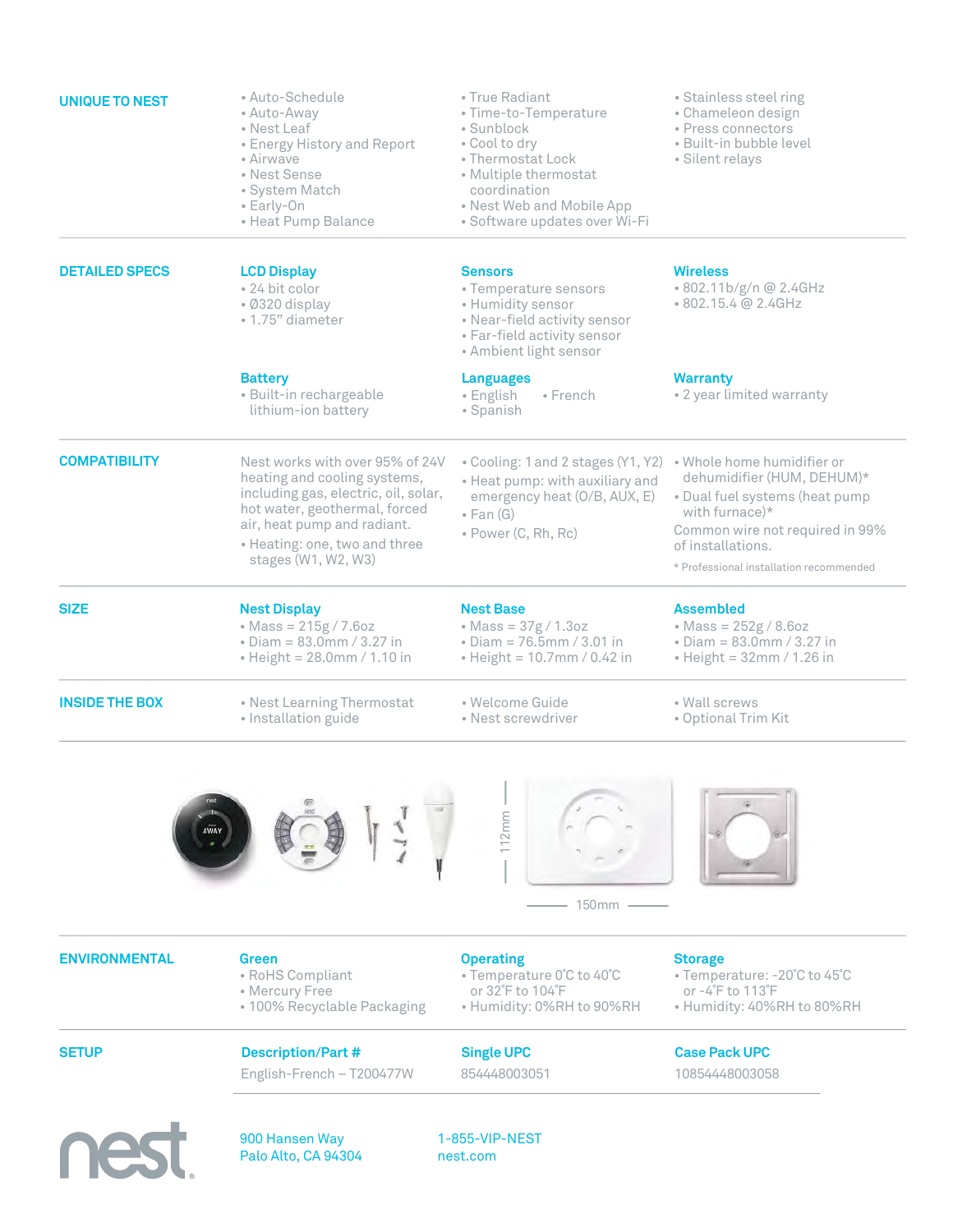## UNIQUE TO NEST

- Auto-Schedule
- Auto-Away
- Nest Leaf
- Energy History and Report
- Airwave
- Nest Sense
- System Match
- Early-On
- Heat Pump Balance
- True Radiant
- Time-to-Temperature
- Sunblock
- Cool to dry
- Thermostat Lock
- Multiple thermostat coordination
- Nest Web and Mobile App
- Software updates over Wi-Fi
- Stainless steel ring
- Chameleon design
- Press connectors
- Built-in bubble level
- Silent relays

## DETAILED SPECS

**LCD Display**
- 24 bit color
- Ø320 display
- 1.75" diameter

**Sensors**
- Temperature sensors
- Humidity sensor
- Near-field activity sensor
- Far-field activity sensor
- Ambient light sensor

**Wireless**
- 802.11b/g/n @ 2.4GHz
- 802.15.4 @ 2.4GHz

**Battery**
- Built-in rechargeable lithium-ion battery

**Languages**
- English
- Spanish
- French

**Warranty**
- 2 year limited warranty

## COMPATIBILITY

Nest works with over 95% of 24V heating and cooling systems, including gas, electric, oil, solar, hot water, geothermal, forced air, heat pump and radiant.

- Heating: one, two and three stages (W1, W2, W3)
- Cooling: 1 and 2 stages (Y1, Y2)
- Heat pump: with auxiliary and emergency heat (O/B, AUX, E)
- Fan (G)
- Power (C, Rh, Rc)
- Whole home humidifier or dehumidifier (HUM, DEHUM)*
- Dual fuel systems (heat pump with furnace)*

Common wire not required in 99% of installations.

* Professional installation recommended

## SIZE

**Nest Display**
- Mass = 215g / 7.6oz
- Diam = 83.0mm / 3.27 in
- Height = 28.0mm / 1.10 in

**Nest Base**
- Mass = 37g / 1.3oz
- Diam = 76.5mm / 3.01 in
- Height = 10.7mm / 0.42 in

**Assembled**
- Mass = 252g / 8.6oz
- Diam = 83.0mm / 3.27 in
- Height = 32mm / 1.26 in

## INSIDE THE BOX

- Nest Learning Thermostat
- Installation guide
- Welcome Guide
- Nest screwdriver
- Wall screws
- Optional Trim Kit

112mm

150mm

## ENVIRONMENTAL

**Green**
- RoHS Compliant
- Mercury Free
- 100% Recyclable Packaging

**Operating**
- Temperature 0˚C to 40˚C or 32˚F to 104˚F
- Humidity: 0%RH to 90%RH

**Storage**
- Temperature: -20˚C to 45˚C or -4˚F to 113˚F
- Humidity: 40%RH to 80%RH

## SETUP

| Description/Part # | Single UPC | Case Pack UPC |
| --- | --- | --- |
| English-French – T200477W | 854448003051 | 10854448003058 |

nest

900 Hansen Way
Palo Alto, CA 94304

1-855-VIP-NEST
nest.com